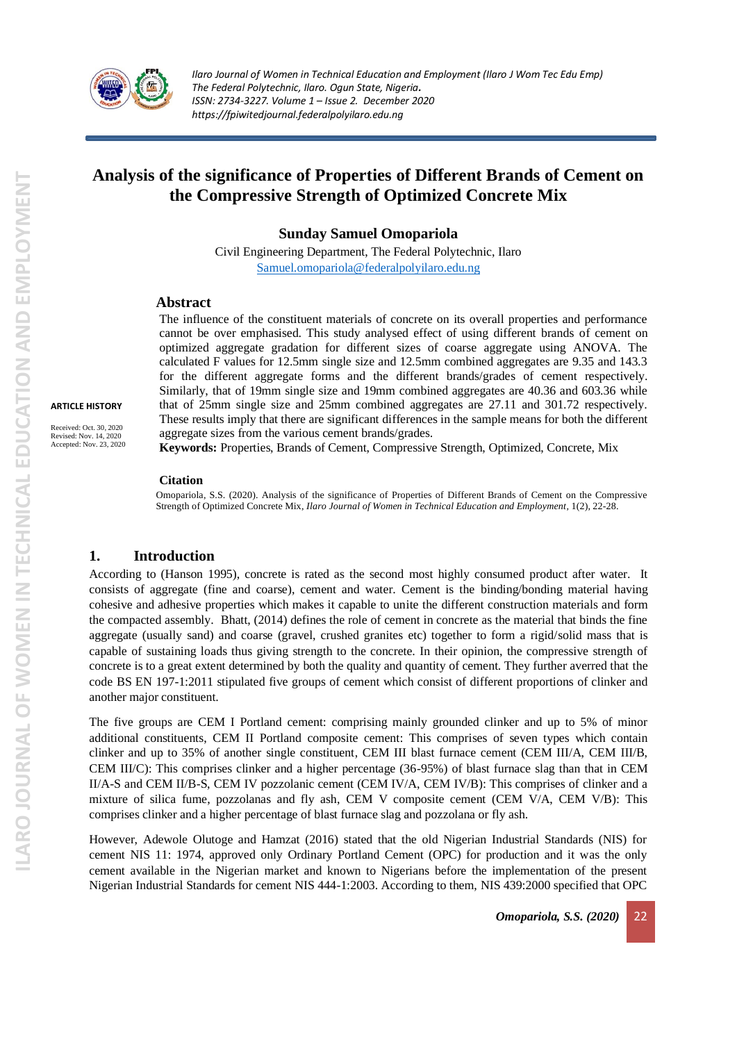# Analysis of the significance of Properties of Different Brands of Cement on the Compressive Strength of Optimized Concrete Mix

**Sunday Samuel Omopariola**

Civil Engineering Department, The Federal Polytechnic, Ilaro

Samuel.omopariola@federalpolyilaro.edu.ng

## Abstract

The influence of the constituent materials of concrete on its overall properties and performance cannot be over emphasised. This study analysed effect of using different brands of cement on optimized aggregate gradation for different sizes of coarse aggregate using ANOVA. The calculated F values for 12.5mm single size and 12.5mm combined aggregates are 9.35 and 143.3 for the different aggregate forms and the different brands/grades of cement respectively. Similarly, that of 19mm single size and 19mm combined aggregates are 40.36 and 603.36 while that of 25mm single size and 25mm combined aggregates are 27.11 and 301.72 respectively. These results imply that there are significant differences in the sample means for both the different aggregate sizes from the various cement brands/grades.

**Keywords:** Properties, Brands of Cement, Compressive Strength, Optimized, Concrete, Mix

**ARTICLE HISTORY**

Received: Oct. 30, 2020
Revised: Nov. 14, 2020
Accepted: Nov. 23, 2020

**Citation**

Omopariola, S.S. (2020). Analysis of the significance of Properties of Different Brands of Cement on the Compressive Strength of Optimized Concrete Mix, *Ilaro Journal of Women in Technical Education and Employment*, 1(2), 22-28.

## 1. Introduction

According to (Hanson 1995), concrete is rated as the second most highly consumed product after water. It consists of aggregate (fine and coarse), cement and water. Cement is the binding/bonding material having cohesive and adhesive properties which makes it capable to unite the different construction materials and form the compacted assembly. Bhatt, (2014) defines the role of cement in concrete as the material that binds the fine aggregate (usually sand) and coarse (gravel, crushed granites etc) together to form a rigid/solid mass that is capable of sustaining loads thus giving strength to the concrete. In their opinion, the compressive strength of concrete is to a great extent determined by both the quality and quantity of cement. They further averred that the code BS EN 197-1:2011 stipulated five groups of cement which consist of different proportions of clinker and another major constituent.

The five groups are CEM I Portland cement: comprising mainly grounded clinker and up to 5% of minor additional constituents, CEM II Portland composite cement: This comprises of seven types which contain clinker and up to 35% of another single constituent, CEM III blast furnace cement (CEM III/A, CEM III/B, CEM III/C): This comprises clinker and a higher percentage (36-95%) of blast furnace slag than that in CEM II/A-S and CEM II/B-S, CEM IV pozzolanic cement (CEM IV/A, CEM IV/B): This comprises of clinker and a mixture of silica fume, pozzolanas and fly ash, CEM V composite cement (CEM V/A, CEM V/B): This comprises clinker and a higher percentage of blast furnace slag and pozzolana or fly ash.

However, Adewole Olutoge and Hamzat (2016) stated that the old Nigerian Industrial Standards (NIS) for cement NIS 11: 1974, approved only Ordinary Portland Cement (OPC) for production and it was the only cement available in the Nigerian market and known to Nigerians before the implementation of the present Nigerian Industrial Standards for cement NIS 444-1:2003. According to them, NIS 439:2000 specified that OPC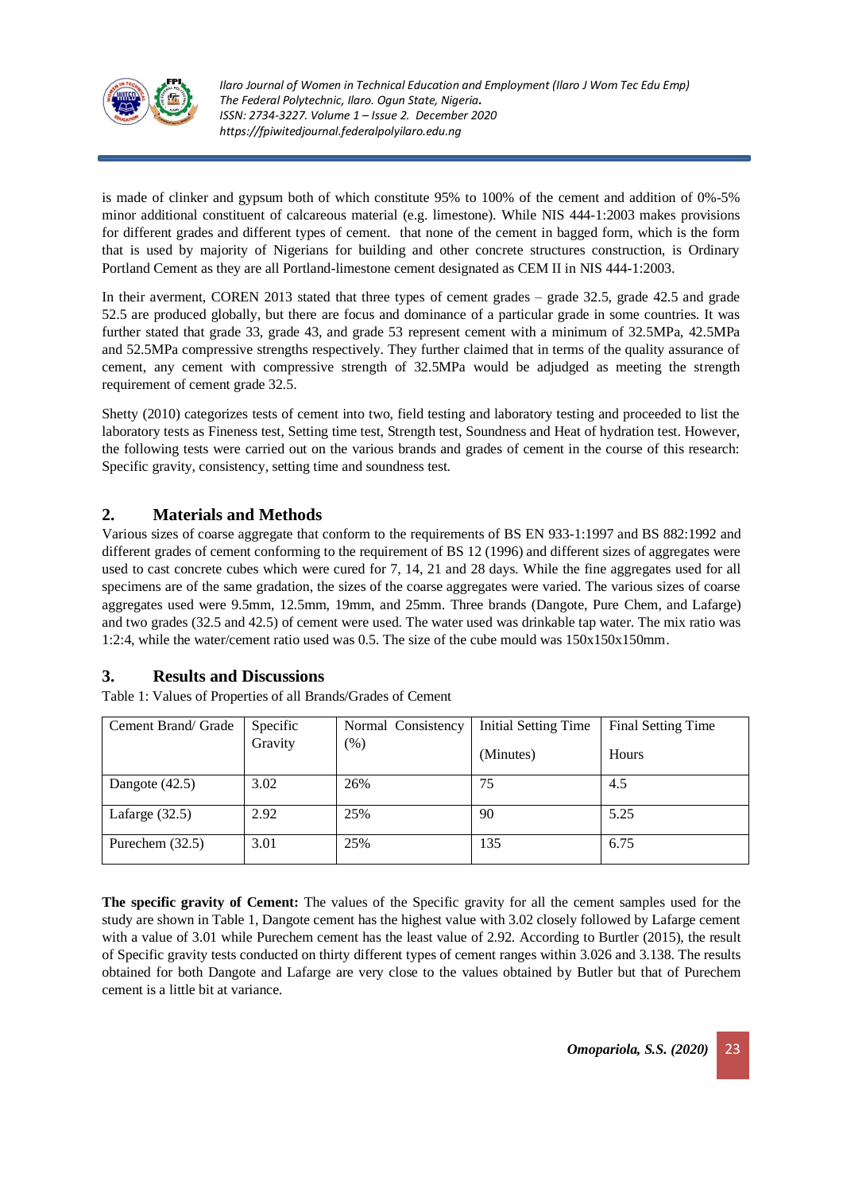is made of clinker and gypsum both of which constitute 95% to 100% of the cement and addition of 0%-5% minor additional constituent of calcareous material (e.g. limestone). While NIS 444-1:2003 makes provisions for different grades and different types of cement. that none of the cement in bagged form, which is the form that is used by majority of Nigerians for building and other concrete structures construction, is Ordinary Portland Cement as they are all Portland-limestone cement designated as CEM II in NIS 444-1:2003.

In their averment, COREN 2013 stated that three types of cement grades – grade 32.5, grade 42.5 and grade 52.5 are produced globally, but there are focus and dominance of a particular grade in some countries. It was further stated that grade 33, grade 43, and grade 53 represent cement with a minimum of 32.5MPa, 42.5MPa and 52.5MPa compressive strengths respectively. They further claimed that in terms of the quality assurance of cement, any cement with compressive strength of 32.5MPa would be adjudged as meeting the strength requirement of cement grade 32.5.

Shetty (2010) categorizes tests of cement into two, field testing and laboratory testing and proceeded to list the laboratory tests as Fineness test, Setting time test, Strength test, Soundness and Heat of hydration test. However, the following tests were carried out on the various brands and grades of cement in the course of this research: Specific gravity, consistency, setting time and soundness test.

## 2. Materials and Methods

Various sizes of coarse aggregate that conform to the requirements of BS EN 933-1:1997 and BS 882:1992 and different grades of cement conforming to the requirement of BS 12 (1996) and different sizes of aggregates were used to cast concrete cubes which were cured for 7, 14, 21 and 28 days. While the fine aggregates used for all specimens are of the same gradation, the sizes of the coarse aggregates were varied. The various sizes of coarse aggregates used were 9.5mm, 12.5mm, 19mm, and 25mm. Three brands (Dangote, Pure Chem, and Lafarge) and two grades (32.5 and 42.5) of cement were used. The water used was drinkable tap water. The mix ratio was 1:2:4, while the water/cement ratio used was 0.5. The size of the cube mould was 150x150x150mm.

## 3. Results and Discussions

Table 1: Values of Properties of all Brands/Grades of Cement

| Cement Brand/ Grade | Specific Gravity | Normal Consistency (%) | Initial Setting Time (Minutes) | Final Setting Time Hours |
|---|---|---|---|---|
| Dangote (42.5) | 3.02 | 26% | 75 | 4.5 |
| Lafarge (32.5) | 2.92 | 25% | 90 | 5.25 |
| Purechem (32.5) | 3.01 | 25% | 135 | 6.75 |

**The specific gravity of Cement:** The values of the Specific gravity for all the cement samples used for the study are shown in Table 1, Dangote cement has the highest value with 3.02 closely followed by Lafarge cement with a value of 3.01 while Purechem cement has the least value of 2.92. According to Burtler (2015), the result of Specific gravity tests conducted on thirty different types of cement ranges within 3.026 and 3.138. The results obtained for both Dangote and Lafarge are very close to the values obtained by Butler but that of Purechem cement is a little bit at variance.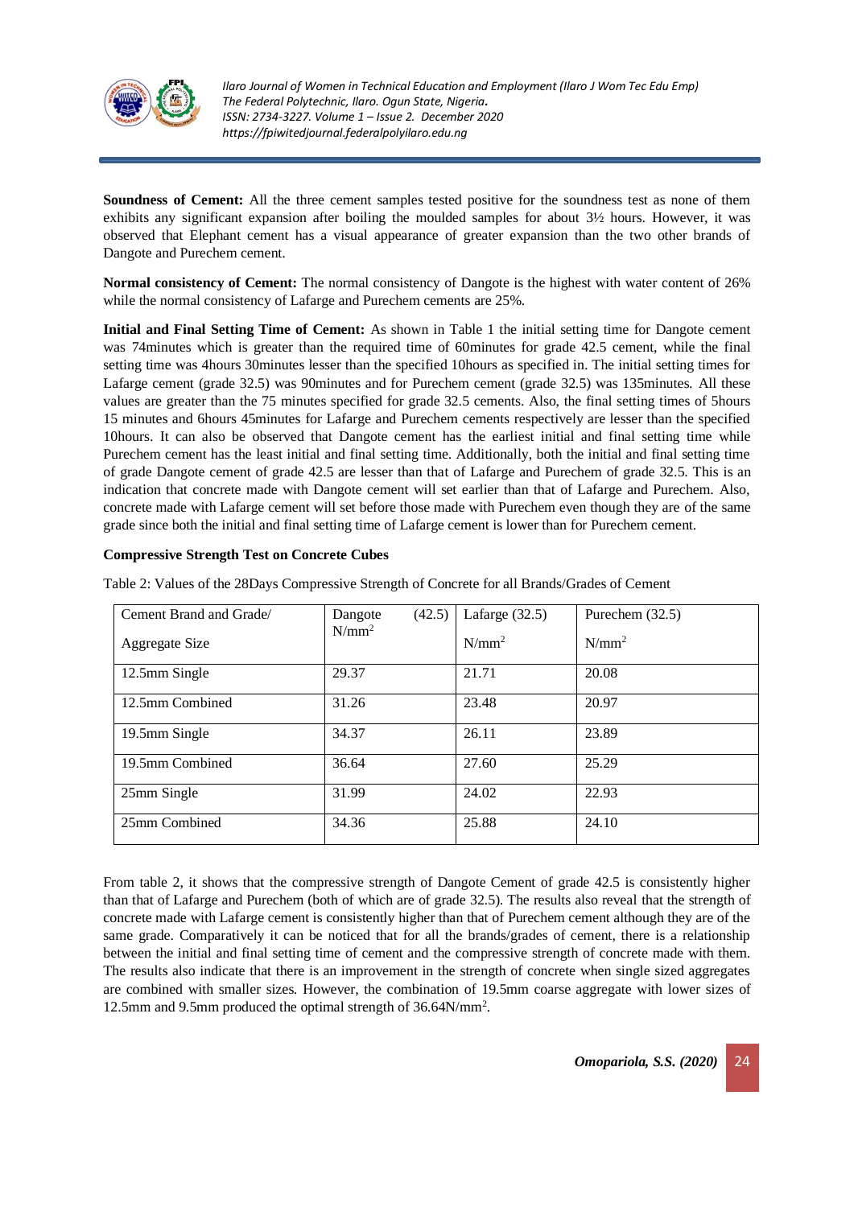**Soundness of Cement:** All the three cement samples tested positive for the soundness test as none of them exhibits any significant expansion after boiling the moulded samples for about 3½ hours. However, it was observed that Elephant cement has a visual appearance of greater expansion than the two other brands of Dangote and Purechem cement.

**Normal consistency of Cement:** The normal consistency of Dangote is the highest with water content of 26% while the normal consistency of Lafarge and Purechem cements are 25%.

**Initial and Final Setting Time of Cement:** As shown in Table 1 the initial setting time for Dangote cement was 74minutes which is greater than the required time of 60minutes for grade 42.5 cement, while the final setting time was 4hours 30minutes lesser than the specified 10hours as specified in. The initial setting times for Lafarge cement (grade 32.5) was 90minutes and for Purechem cement (grade 32.5) was 135minutes. All these values are greater than the 75 minutes specified for grade 32.5 cements. Also, the final setting times of 5hours 15 minutes and 6hours 45minutes for Lafarge and Purechem cements respectively are lesser than the specified 10hours. It can also be observed that Dangote cement has the earliest initial and final setting time while Purechem cement has the least initial and final setting time. Additionally, both the initial and final setting time of grade Dangote cement of grade 42.5 are lesser than that of Lafarge and Purechem of grade 32.5. This is an indication that concrete made with Dangote cement will set earlier than that of Lafarge and Purechem. Also, concrete made with Lafarge cement will set before those made with Purechem even though they are of the same grade since both the initial and final setting time of Lafarge cement is lower than for Purechem cement.

**Compressive Strength Test on Concrete Cubes**

Table 2: Values of the 28Days Compressive Strength of Concrete for all Brands/Grades of Cement

| Cement Brand and Grade/ Aggregate Size | Dangote (42.5) $N/mm^2$ | Lafarge (32.5) $N/mm^2$ | Purechem (32.5) $N/mm^2$ |
|---|---|---|---|
| 12.5mm Single | 29.37 | 21.71 | 20.08 |
| 12.5mm Combined | 31.26 | 23.48 | 20.97 |
| 19.5mm Single | 34.37 | 26.11 | 23.89 |
| 19.5mm Combined | 36.64 | 27.60 | 25.29 |
| 25mm Single | 31.99 | 24.02 | 22.93 |
| 25mm Combined | 34.36 | 25.88 | 24.10 |

From table 2, it shows that the compressive strength of Dangote Cement of grade 42.5 is consistently higher than that of Lafarge and Purechem (both of which are of grade 32.5). The results also reveal that the strength of concrete made with Lafarge cement is consistently higher than that of Purechem cement although they are of the same grade. Comparatively it can be noticed that for all the brands/grades of cement, there is a relationship between the initial and final setting time of cement and the compressive strength of concrete made with them. The results also indicate that there is an improvement in the strength of concrete when single sized aggregates are combined with smaller sizes. However, the combination of 19.5mm coarse aggregate with lower sizes of 12.5mm and 9.5mm produced the optimal strength of $36.64 N/mm^2$.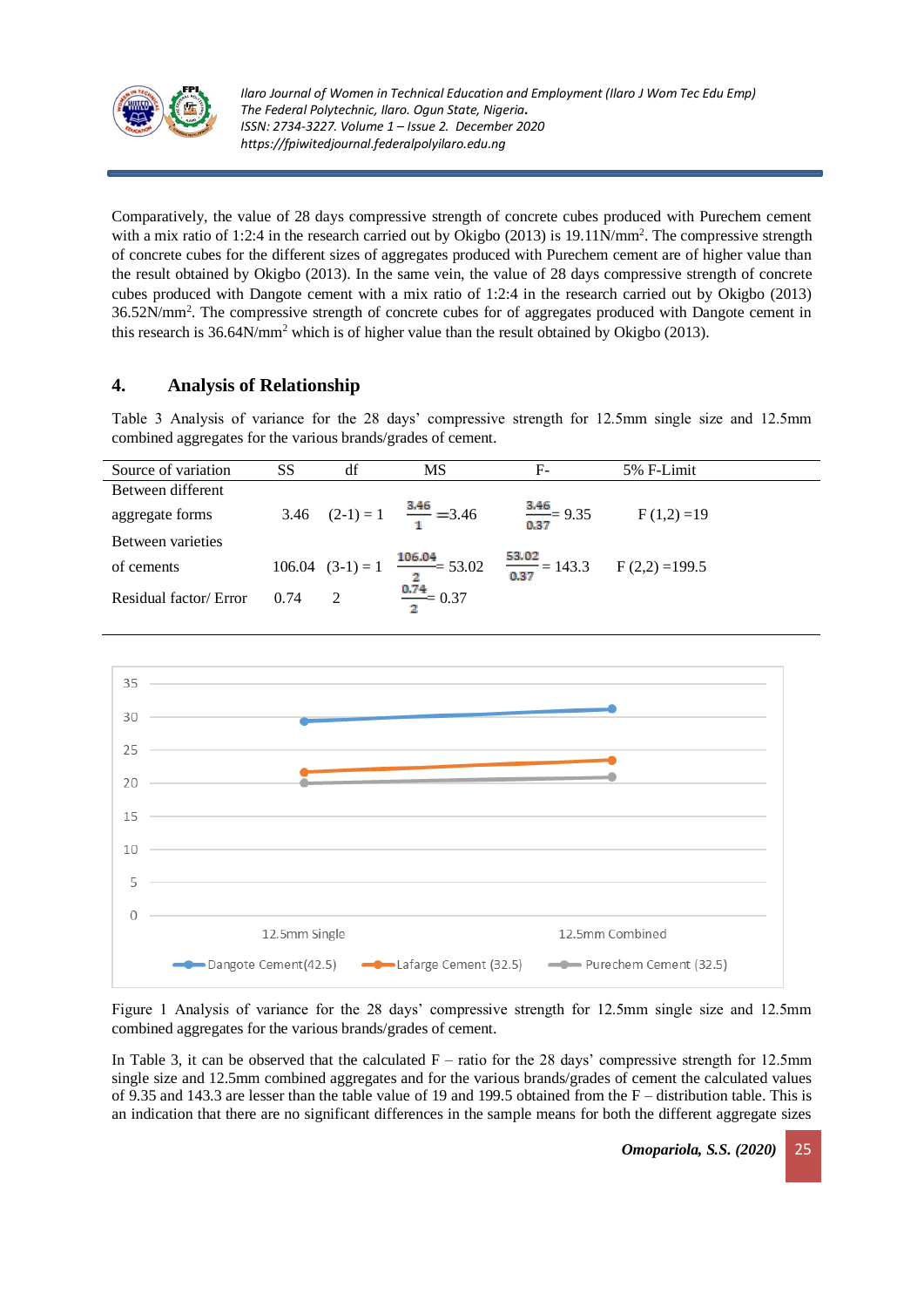Comparatively, the value of 28 days compressive strength of concrete cubes produced with Purechem cement with a mix ratio of 1:2:4 in the research carried out by Okigbo (2013) is 19.11N/mm$^2$. The compressive strength of concrete cubes for the different sizes of aggregates produced with Purechem cement are of higher value than the result obtained by Okigbo (2013). In the same vein, the value of 28 days compressive strength of concrete cubes produced with Dangote cement with a mix ratio of 1:2:4 in the research carried out by Okigbo (2013) 36.52N/mm$^2$. The compressive strength of concrete cubes for of aggregates produced with Dangote cement in this research is 36.64N/mm$^2$ which is of higher value than the result obtained by Okigbo (2013).

## 4. Analysis of Relationship

Table 3 Analysis of variance for the 28 days' compressive strength for 12.5mm single size and 12.5mm combined aggregates for the various brands/grades of cement.

| Source of variation | SS | df | MS | F- | 5% F-Limit |
|---|---|---|---|---|---|
| Between different aggregate forms | 3.46 | (2-1) = 1 | $\frac{3.46}{1}$ =3.46 | $\frac{3.46}{0.37}$= 9.35 | F (1,2) =19 |
| Between varieties of cements | 106.04 | (3-1) = 1 | $\frac{106.04}{2}$= 53.02 | $\frac{53.02}{0.37}$ = 143.3 | F (2,2) =199.5 |
| Residual factor/ Error | 0.74 | 2 | $\frac{0.74}{2}$= 0.37 | | |

35
30
25
20
15
10
5
0
12.5mm Single
12.5mm Combined
Dangote Cement(42.5)
Lafarge Cement (32.5)
Purechem Cement (32.5)

Figure 1 Analysis of variance for the 28 days' compressive strength for 12.5mm single size and 12.5mm combined aggregates for the various brands/grades of cement.

In Table 3, it can be observed that the calculated F – ratio for the 28 days' compressive strength for 12.5mm single size and 12.5mm combined aggregates and for the various brands/grades of cement the calculated values of 9.35 and 143.3 are lesser than the table value of 19 and 199.5 obtained from the F – distribution table. This is an indication that there are no significant differences in the sample means for both the different aggregate sizes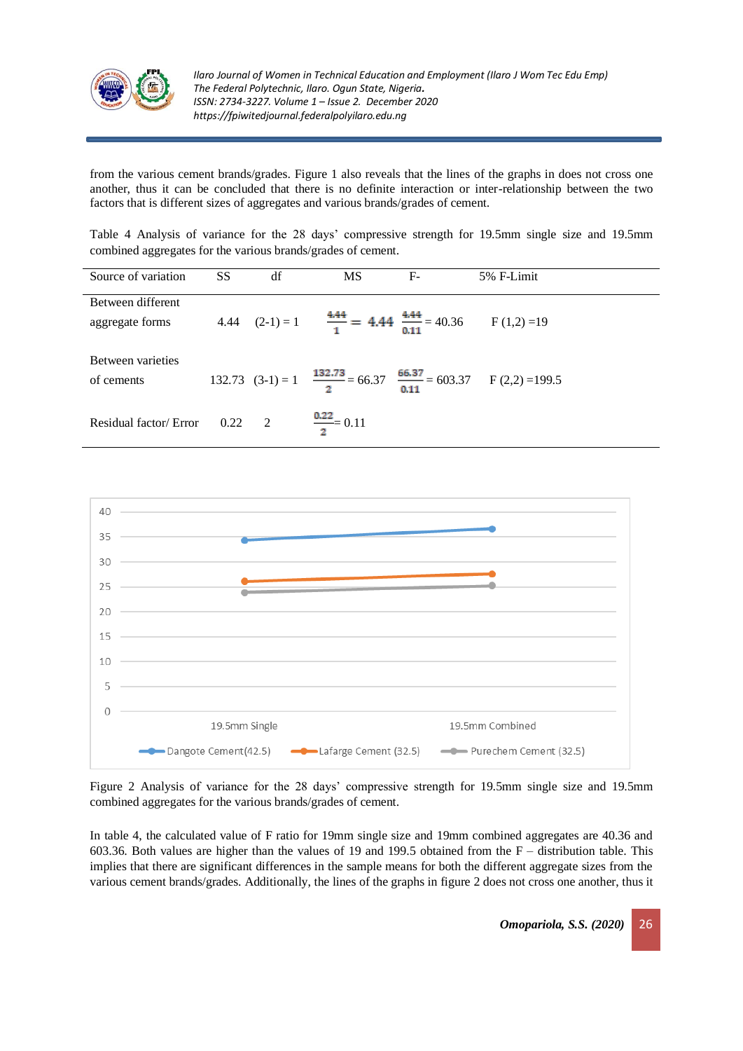from the various cement brands/grades. Figure 1 also reveals that the lines of the graphs in does not cross one another, thus it can be concluded that there is no definite interaction or inter-relationship between the two factors that is different sizes of aggregates and various brands/grades of cement.

Table 4 Analysis of variance for the 28 days' compressive strength for 19.5mm single size and 19.5mm combined aggregates for the various brands/grades of cement.

| Source of variation | SS | df | MS | F- | 5% F-Limit |
|---|---|---|---|---|---|
| Between different aggregate forms | 4.44 | (2-1) = 1 | $\frac{4.44}{1} = 4.44$ | $\frac{4.44}{0.11} = 40.36$ | F (1,2) =19 |
| Between varieties of cements | 132.73 | (3-1) = 1 | $\frac{132.73}{2} = 66.37$ | $\frac{66.37}{0.11} = 603.37$ | F (2,2) =199.5 |
| Residual factor/ Error | 0.22 | 2 | $\frac{0.22}{2} = 0.11$ | | |

40
35
30
25
20
15
10
5
0
19.5mm Single
19.5mm Combined
Dangote Cement(42.5)
Lafarge Cement (32.5)
Purechem Cement (32.5)

Figure 2 Analysis of variance for the 28 days' compressive strength for 19.5mm single size and 19.5mm combined aggregates for the various brands/grades of cement.

In table 4, the calculated value of F ratio for 19mm single size and 19mm combined aggregates are 40.36 and 603.36. Both values are higher than the values of 19 and 199.5 obtained from the F – distribution table. This implies that there are significant differences in the sample means for both the different aggregate sizes from the various cement brands/grades. Additionally, the lines of the graphs in figure 2 does not cross one another, thus it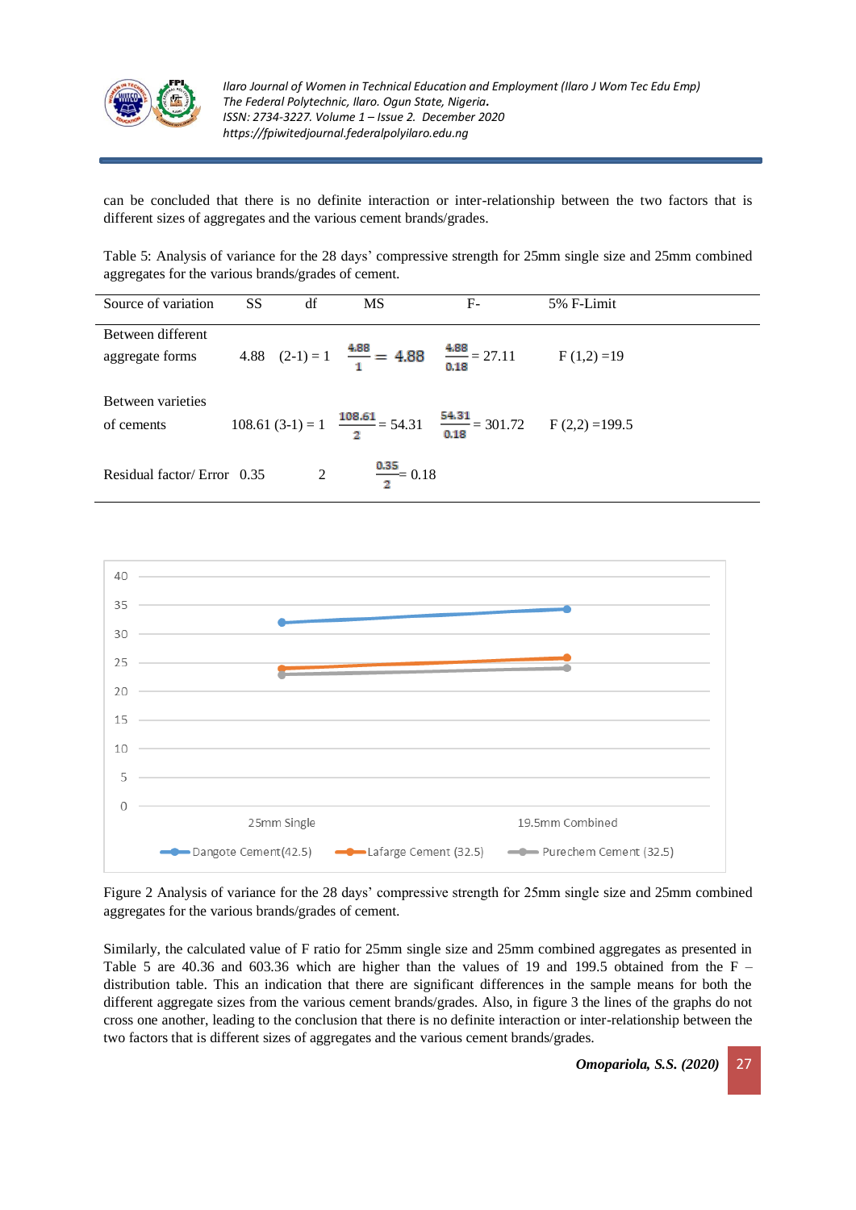can be concluded that there is no definite interaction or inter-relationship between the two factors that is different sizes of aggregates and the various cement brands/grades.

Table 5: Analysis of variance for the 28 days' compressive strength for 25mm single size and 25mm combined aggregates for the various brands/grades of cement.

| Source of variation | SS | df | MS | F- | 5% F-Limit |
|---|---|---|---|---|---|
| Between different aggregate forms | 4.88 | (2-1) = 1 | $\frac{4.88}{1} = 4.88$ | $\frac{4.88}{0.18} = 27.11$ | F (1,2) =19 |
| Between varieties of cements | 108.61 | (3-1) = 1 | $\frac{108.61}{2} = 54.31$ | $\frac{54.31}{0.18} = 301.72$ | F (2,2) =199.5 |
| Residual factor/ Error | 0.35 | 2 | $\frac{0.35}{2} = 0.18$ | | |

40
35
30
25
20
15
10
5
0
25mm Single
19.5mm Combined
Dangote Cement(42.5)
Lafarge Cement (32.5)
Purechem Cement (32.5)

Figure 2 Analysis of variance for the 28 days' compressive strength for 25mm single size and 25mm combined aggregates for the various brands/grades of cement.

Similarly, the calculated value of F ratio for 25mm single size and 25mm combined aggregates as presented in Table 5 are 40.36 and 603.36 which are higher than the values of 19 and 199.5 obtained from the F – distribution table. This an indication that there are significant differences in the sample means for both the different aggregate sizes from the various cement brands/grades. Also, in figure 3 the lines of the graphs do not cross one another, leading to the conclusion that there is no definite interaction or inter-relationship between the two factors that is different sizes of aggregates and the various cement brands/grades.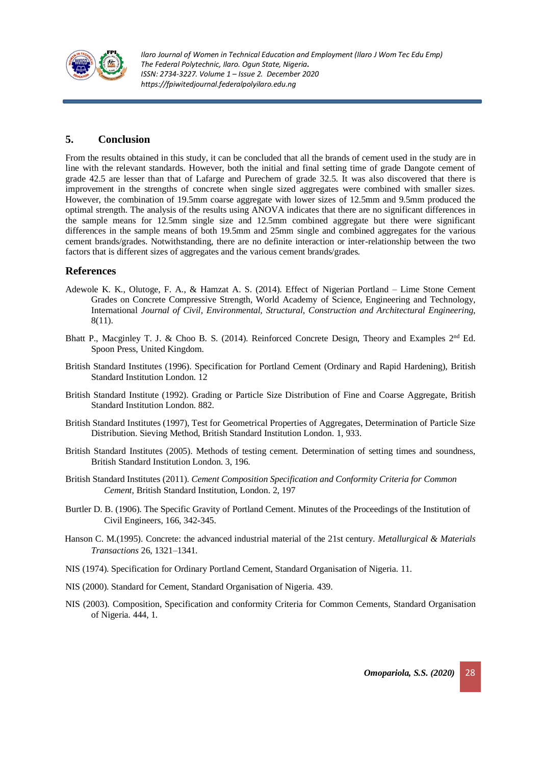## 5. Conclusion

From the results obtained in this study, it can be concluded that all the brands of cement used in the study are in line with the relevant standards. However, both the initial and final setting time of grade Dangote cement of grade 42.5 are lesser than that of Lafarge and Purechem of grade 32.5. It was also discovered that there is improvement in the strengths of concrete when single sized aggregates were combined with smaller sizes. However, the combination of 19.5mm coarse aggregate with lower sizes of 12.5mm and 9.5mm produced the optimal strength. The analysis of the results using ANOVA indicates that there are no significant differences in the sample means for 12.5mm single size and 12.5mm combined aggregate but there were significant differences in the sample means of both 19.5mm and 25mm single and combined aggregates for the various cement brands/grades. Notwithstanding, there are no definite interaction or inter-relationship between the two factors that is different sizes of aggregates and the various cement brands/grades.

## References

Adewole K. K., Olutoge, F. A., & Hamzat A. S. (2014). Effect of Nigerian Portland – Lime Stone Cement Grades on Concrete Compressive Strength, World Academy of Science, Engineering and Technology, International *Journal of Civil, Environmental, Structural, Construction and Architectural Engineering,* 8(11).

Bhatt P., Macginley T. J. & Choo B. S. (2014). Reinforced Concrete Design, Theory and Examples 2nd Ed. Spoon Press, United Kingdom.

British Standard Institutes (1996). Specification for Portland Cement (Ordinary and Rapid Hardening), British Standard Institution London. 12

British Standard Institute (1992). Grading or Particle Size Distribution of Fine and Coarse Aggregate, British Standard Institution London. 882.

British Standard Institutes (1997), Test for Geometrical Properties of Aggregates, Determination of Particle Size Distribution. Sieving Method, British Standard Institution London. 1, 933.

British Standard Institutes (2005). Methods of testing cement. Determination of setting times and soundness, British Standard Institution London. 3, 196.

British Standard Institutes (2011). *Cement Composition Specification and Conformity Criteria for Common Cement,* British Standard Institution, London. 2, 197

Burtler D. B. (1906). The Specific Gravity of Portland Cement. Minutes of the Proceedings of the Institution of Civil Engineers, 166, 342-345.

Hanson C. M.(1995). Concrete: the advanced industrial material of the 21st century. *Metallurgical & Materials Transactions* 26, 1321–1341.

NIS (1974). Specification for Ordinary Portland Cement, Standard Organisation of Nigeria. 11.

NIS (2000). Standard for Cement, Standard Organisation of Nigeria. 439.

NIS (2003). Composition, Specification and conformity Criteria for Common Cements, Standard Organisation of Nigeria. 444, 1.